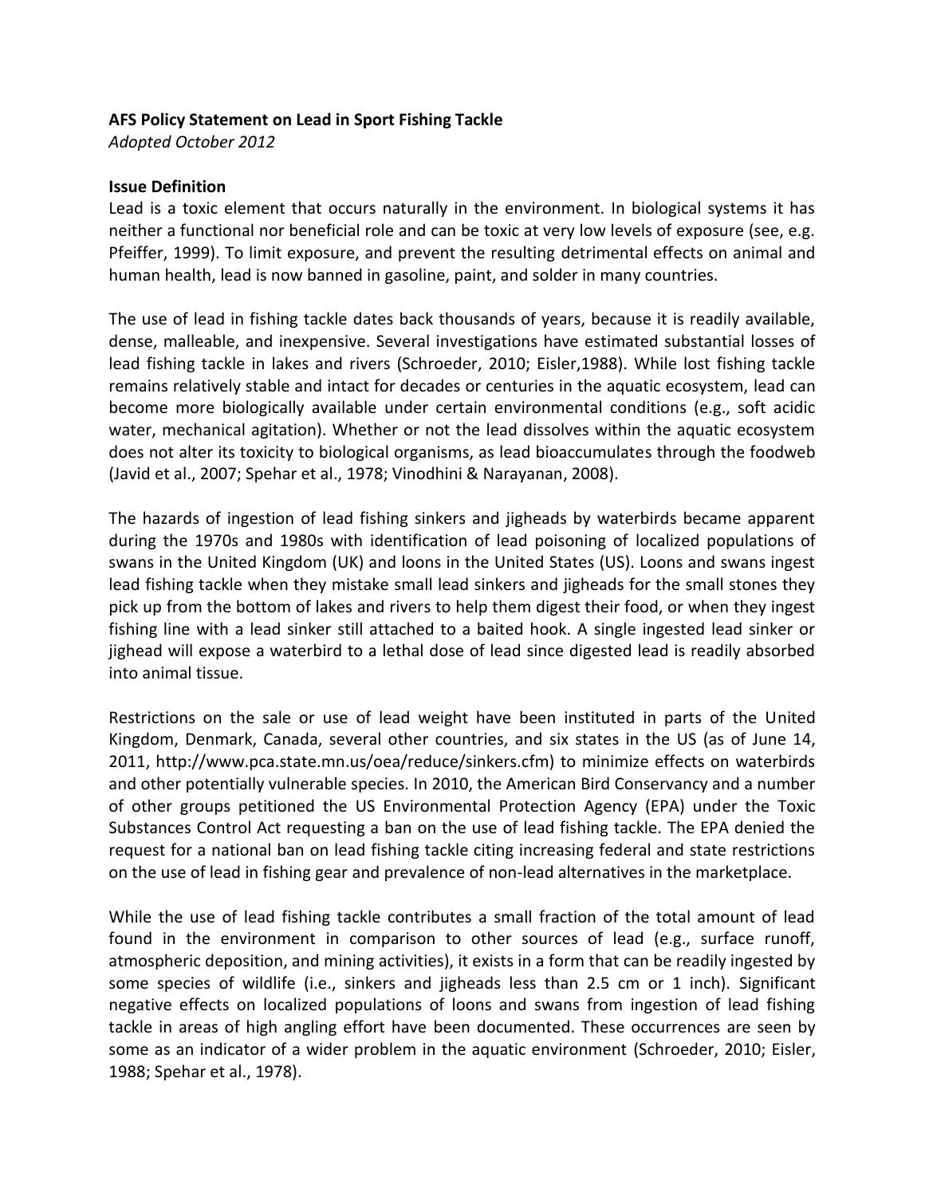**AFS Policy Statement on Lead in Sport Fishing Tackle**

*Adopted October 2012*

**Issue Definition**

Lead is a toxic element that occurs naturally in the environment. In biological systems it has neither a functional nor beneficial role and can be toxic at very low levels of exposure (see, e.g. Pfeiffer, 1999). To limit exposure, and prevent the resulting detrimental effects on animal and human health, lead is now banned in gasoline, paint, and solder in many countries.

The use of lead in fishing tackle dates back thousands of years, because it is readily available, dense, malleable, and inexpensive. Several investigations have estimated substantial losses of lead fishing tackle in lakes and rivers (Schroeder, 2010; Eisler,1988). While lost fishing tackle remains relatively stable and intact for decades or centuries in the aquatic ecosystem, lead can become more biologically available under certain environmental conditions (e.g., soft acidic water, mechanical agitation). Whether or not the lead dissolves within the aquatic ecosystem does not alter its toxicity to biological organisms, as lead bioaccumulates through the foodweb (Javid et al., 2007; Spehar et al., 1978; Vinodhini & Narayanan, 2008).

The hazards of ingestion of lead fishing sinkers and jigheads by waterbirds became apparent during the 1970s and 1980s with identification of lead poisoning of localized populations of swans in the United Kingdom (UK) and loons in the United States (US). Loons and swans ingest lead fishing tackle when they mistake small lead sinkers and jigheads for the small stones they pick up from the bottom of lakes and rivers to help them digest their food, or when they ingest fishing line with a lead sinker still attached to a baited hook. A single ingested lead sinker or jighead will expose a waterbird to a lethal dose of lead since digested lead is readily absorbed into animal tissue.

Restrictions on the sale or use of lead weight have been instituted in parts of the United Kingdom, Denmark, Canada, several other countries, and six states in the US (as of June 14, 2011, http://www.pca.state.mn.us/oea/reduce/sinkers.cfm) to minimize effects on waterbirds and other potentially vulnerable species. In 2010, the American Bird Conservancy and a number of other groups petitioned the US Environmental Protection Agency (EPA) under the Toxic Substances Control Act requesting a ban on the use of lead fishing tackle. The EPA denied the request for a national ban on lead fishing tackle citing increasing federal and state restrictions on the use of lead in fishing gear and prevalence of non-lead alternatives in the marketplace.

While the use of lead fishing tackle contributes a small fraction of the total amount of lead found in the environment in comparison to other sources of lead (e.g., surface runoff, atmospheric deposition, and mining activities), it exists in a form that can be readily ingested by some species of wildlife (i.e., sinkers and jigheads less than 2.5 cm or 1 inch). Significant negative effects on localized populations of loons and swans from ingestion of lead fishing tackle in areas of high angling effort have been documented. These occurrences are seen by some as an indicator of a wider problem in the aquatic environment (Schroeder, 2010; Eisler, 1988; Spehar et al., 1978).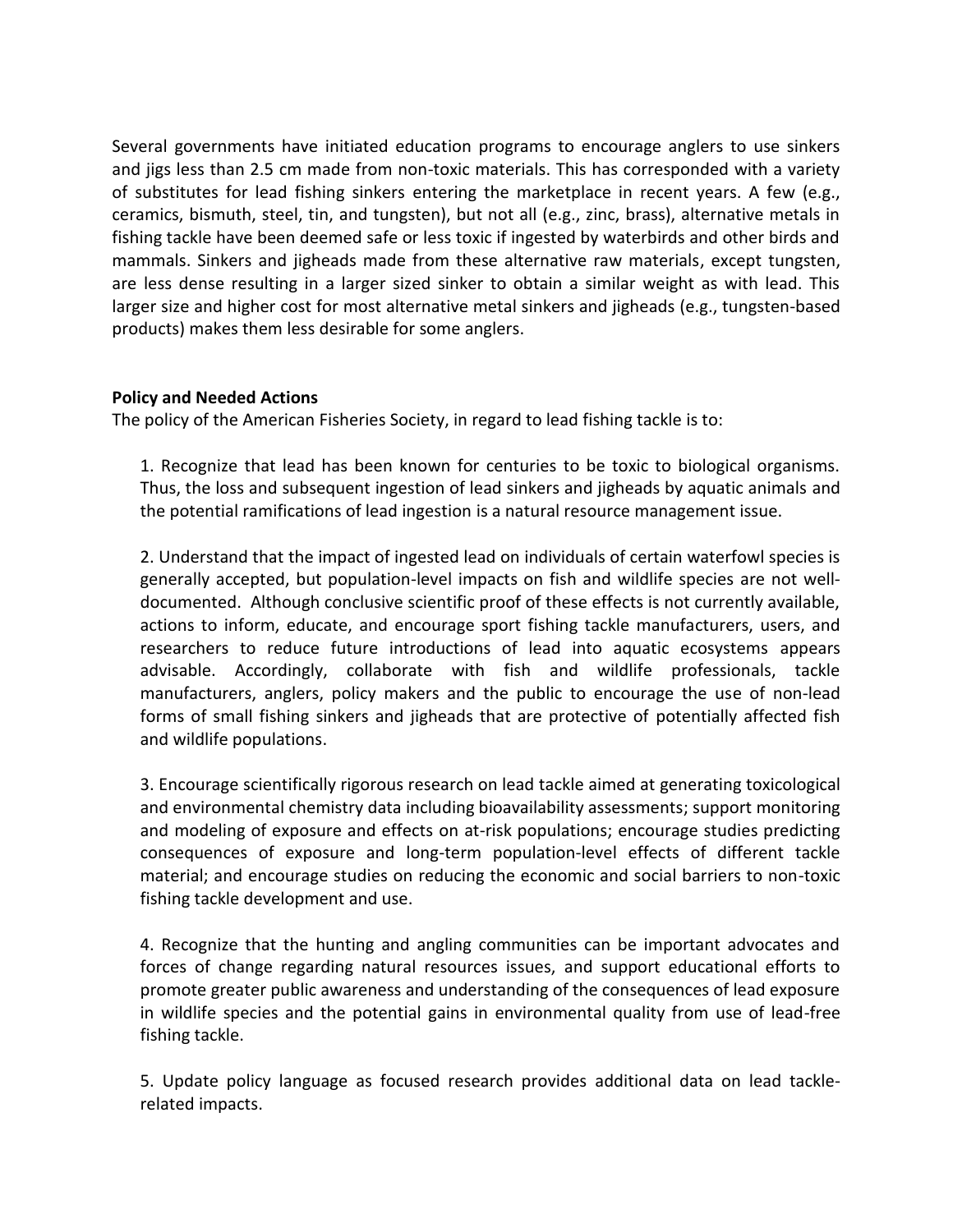Several governments have initiated education programs to encourage anglers to use sinkers and jigs less than 2.5 cm made from non-toxic materials. This has corresponded with a variety of substitutes for lead fishing sinkers entering the marketplace in recent years. A few (e.g., ceramics, bismuth, steel, tin, and tungsten), but not all (e.g., zinc, brass), alternative metals in fishing tackle have been deemed safe or less toxic if ingested by waterbirds and other birds and mammals. Sinkers and jigheads made from these alternative raw materials, except tungsten, are less dense resulting in a larger sized sinker to obtain a similar weight as with lead. This larger size and higher cost for most alternative metal sinkers and jigheads (e.g., tungsten-based products) makes them less desirable for some anglers.

**Policy and Needed Actions**

The policy of the American Fisheries Society, in regard to lead fishing tackle is to:

1. Recognize that lead has been known for centuries to be toxic to biological organisms. Thus, the loss and subsequent ingestion of lead sinkers and jigheads by aquatic animals and the potential ramifications of lead ingestion is a natural resource management issue.

2. Understand that the impact of ingested lead on individuals of certain waterfowl species is generally accepted, but population-level impacts on fish and wildlife species are not well-documented. Although conclusive scientific proof of these effects is not currently available, actions to inform, educate, and encourage sport fishing tackle manufacturers, users, and researchers to reduce future introductions of lead into aquatic ecosystems appears advisable. Accordingly, collaborate with fish and wildlife professionals, tackle manufacturers, anglers, policy makers and the public to encourage the use of non-lead forms of small fishing sinkers and jigheads that are protective of potentially affected fish and wildlife populations.

3. Encourage scientifically rigorous research on lead tackle aimed at generating toxicological and environmental chemistry data including bioavailability assessments; support monitoring and modeling of exposure and effects on at-risk populations; encourage studies predicting consequences of exposure and long-term population-level effects of different tackle material; and encourage studies on reducing the economic and social barriers to non-toxic fishing tackle development and use.

4. Recognize that the hunting and angling communities can be important advocates and forces of change regarding natural resources issues, and support educational efforts to promote greater public awareness and understanding of the consequences of lead exposure in wildlife species and the potential gains in environmental quality from use of lead-free fishing tackle.

5. Update policy language as focused research provides additional data on lead tackle-related impacts.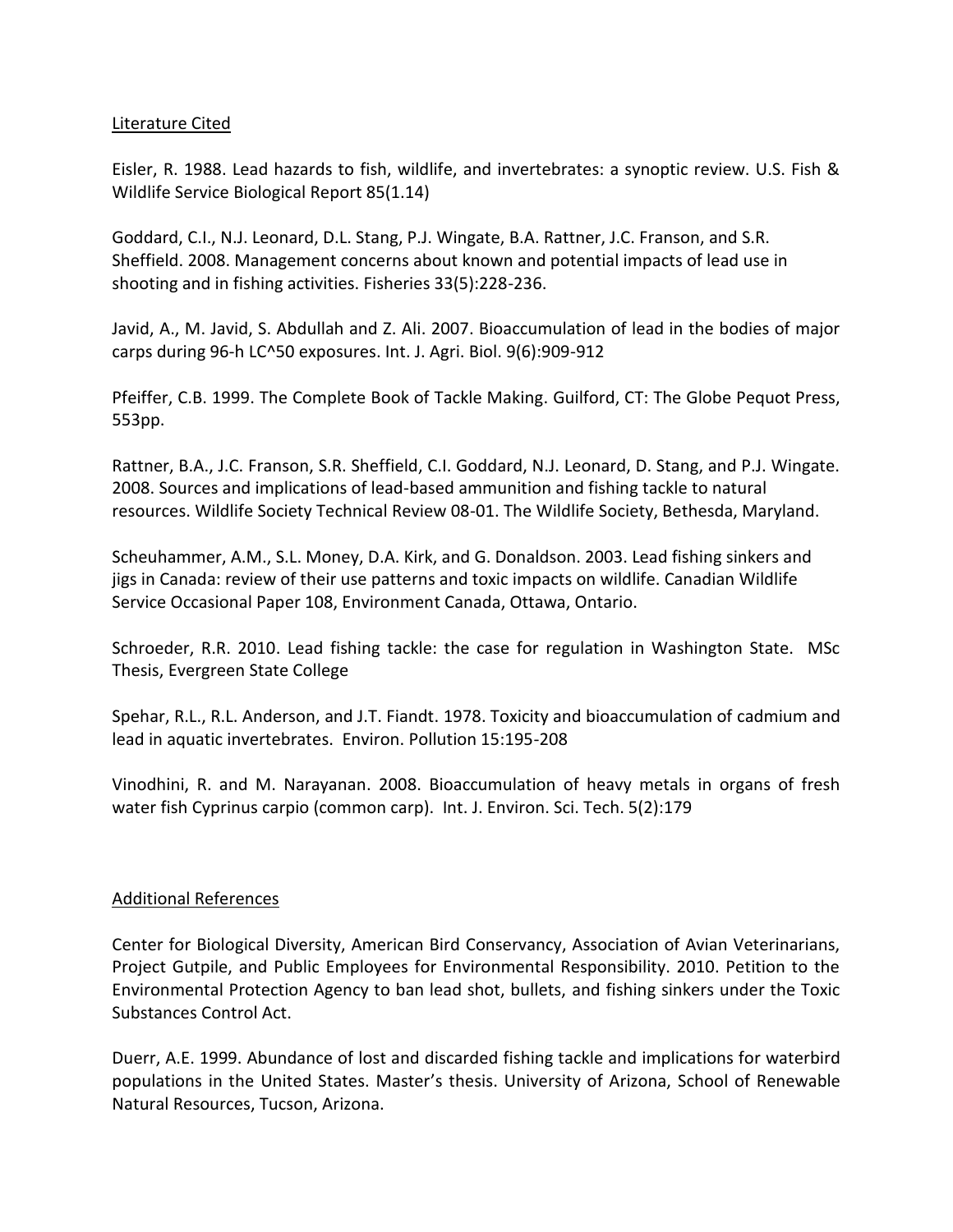## Literature Cited

Eisler, R. 1988. Lead hazards to fish, wildlife, and invertebrates: a synoptic review. U.S. Fish & Wildlife Service Biological Report 85(1.14)

Goddard, C.I., N.J. Leonard, D.L. Stang, P.J. Wingate, B.A. Rattner, J.C. Franson, and S.R. Sheffield. 2008. Management concerns about known and potential impacts of lead use in shooting and in fishing activities. Fisheries 33(5):228-236.

Javid, A., M. Javid, S. Abdullah and Z. Ali. 2007. Bioaccumulation of lead in the bodies of major carps during 96-h LC^50 exposures. Int. J. Agri. Biol. 9(6):909-912

Pfeiffer, C.B. 1999. The Complete Book of Tackle Making. Guilford, CT: The Globe Pequot Press, 553pp.

Rattner, B.A., J.C. Franson, S.R. Sheffield, C.I. Goddard, N.J. Leonard, D. Stang, and P.J. Wingate. 2008. Sources and implications of lead-based ammunition and fishing tackle to natural resources. Wildlife Society Technical Review 08-01. The Wildlife Society, Bethesda, Maryland.

Scheuhammer, A.M., S.L. Money, D.A. Kirk, and G. Donaldson. 2003. Lead fishing sinkers and jigs in Canada: review of their use patterns and toxic impacts on wildlife. Canadian Wildlife Service Occasional Paper 108, Environment Canada, Ottawa, Ontario.

Schroeder, R.R. 2010. Lead fishing tackle: the case for regulation in Washington State. MSc Thesis, Evergreen State College

Spehar, R.L., R.L. Anderson, and J.T. Fiandt. 1978. Toxicity and bioaccumulation of cadmium and lead in aquatic invertebrates. Environ. Pollution 15:195-208

Vinodhini, R. and M. Narayanan. 2008. Bioaccumulation of heavy metals in organs of fresh water fish Cyprinus carpio (common carp). Int. J. Environ. Sci. Tech. 5(2):179

## Additional References

Center for Biological Diversity, American Bird Conservancy, Association of Avian Veterinarians, Project Gutpile, and Public Employees for Environmental Responsibility. 2010. Petition to the Environmental Protection Agency to ban lead shot, bullets, and fishing sinkers under the Toxic Substances Control Act.

Duerr, A.E. 1999. Abundance of lost and discarded fishing tackle and implications for waterbird populations in the United States. Master's thesis. University of Arizona, School of Renewable Natural Resources, Tucson, Arizona.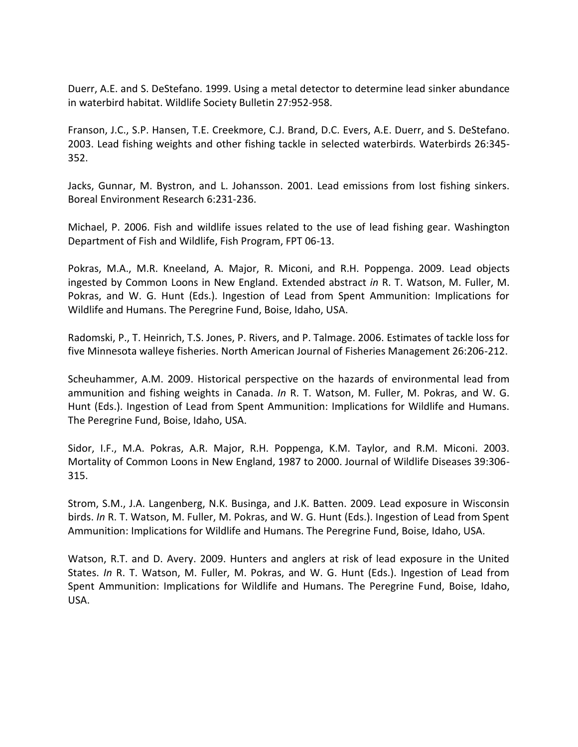Duerr, A.E. and S. DeStefano. 1999. Using a metal detector to determine lead sinker abundance in waterbird habitat. Wildlife Society Bulletin 27:952-958.

Franson, J.C., S.P. Hansen, T.E. Creekmore, C.J. Brand, D.C. Evers, A.E. Duerr, and S. DeStefano. 2003. Lead fishing weights and other fishing tackle in selected waterbirds. Waterbirds 26:345-352.

Jacks, Gunnar, M. Bystron, and L. Johansson. 2001. Lead emissions from lost fishing sinkers. Boreal Environment Research 6:231-236.

Michael, P. 2006. Fish and wildlife issues related to the use of lead fishing gear. Washington Department of Fish and Wildlife, Fish Program, FPT 06-13.

Pokras, M.A., M.R. Kneeland, A. Major, R. Miconi, and R.H. Poppenga. 2009. Lead objects ingested by Common Loons in New England. Extended abstract *in* R. T. Watson, M. Fuller, M. Pokras, and W. G. Hunt (Eds.). Ingestion of Lead from Spent Ammunition: Implications for Wildlife and Humans. The Peregrine Fund, Boise, Idaho, USA.

Radomski, P., T. Heinrich, T.S. Jones, P. Rivers, and P. Talmage. 2006. Estimates of tackle loss for five Minnesota walleye fisheries. North American Journal of Fisheries Management 26:206-212.

Scheuhammer, A.M. 2009. Historical perspective on the hazards of environmental lead from ammunition and fishing weights in Canada. *In* R. T. Watson, M. Fuller, M. Pokras, and W. G. Hunt (Eds.). Ingestion of Lead from Spent Ammunition: Implications for Wildlife and Humans. The Peregrine Fund, Boise, Idaho, USA.

Sidor, I.F., M.A. Pokras, A.R. Major, R.H. Poppenga, K.M. Taylor, and R.M. Miconi. 2003. Mortality of Common Loons in New England, 1987 to 2000. Journal of Wildlife Diseases 39:306-315.

Strom, S.M., J.A. Langenberg, N.K. Businga, and J.K. Batten. 2009. Lead exposure in Wisconsin birds. *In* R. T. Watson, M. Fuller, M. Pokras, and W. G. Hunt (Eds.). Ingestion of Lead from Spent Ammunition: Implications for Wildlife and Humans. The Peregrine Fund, Boise, Idaho, USA.

Watson, R.T. and D. Avery. 2009. Hunters and anglers at risk of lead exposure in the United States. *In* R. T. Watson, M. Fuller, M. Pokras, and W. G. Hunt (Eds.). Ingestion of Lead from Spent Ammunition: Implications for Wildlife and Humans. The Peregrine Fund, Boise, Idaho, USA.